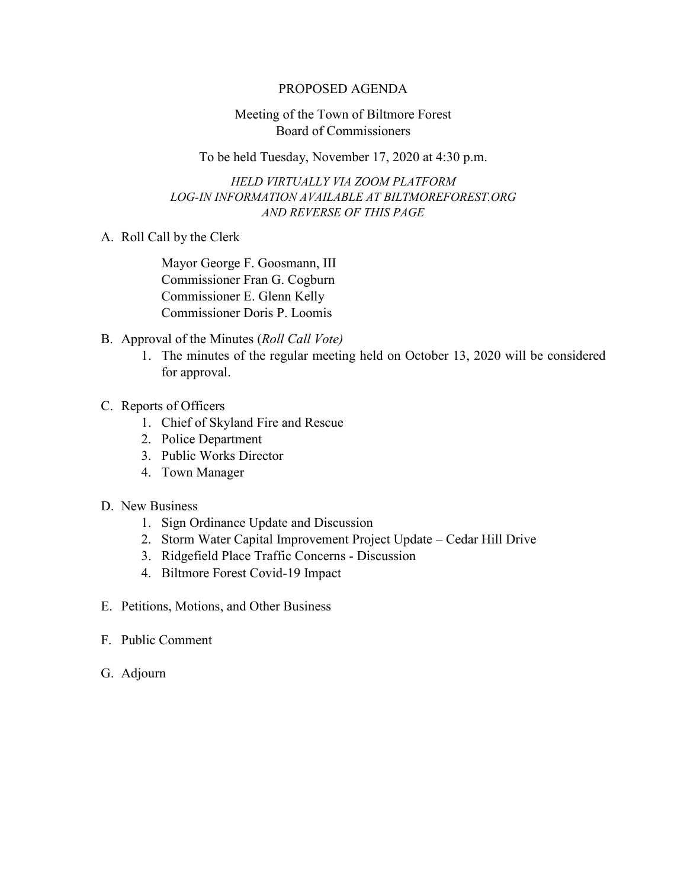# PROPOSED AGENDA

## Meeting of the Town of Biltmore Forest Board of Commissioners

To be held Tuesday, November 17, 2020 at 4:30 p.m.

*HELD VIRTUALLY VIA ZOOM PLATFORM*
*LOG-IN INFORMATION AVAILABLE AT BILTMOREFOREST.ORG*
*AND REVERSE OF THIS PAGE*

A. Roll Call by the Clerk

   Mayor George F. Goosmann, III
   Commissioner Fran G. Cogburn
   Commissioner E. Glenn Kelly
   Commissioner Doris P. Loomis

B. Approval of the Minutes (*Roll Call Vote)*
   1. The minutes of the regular meeting held on October 13, 2020 will be considered for approval.

C. Reports of Officers
   1. Chief of Skyland Fire and Rescue
   2. Police Department
   3. Public Works Director
   4. Town Manager

D. New Business
   1. Sign Ordinance Update and Discussion
   2. Storm Water Capital Improvement Project Update – Cedar Hill Drive
   3. Ridgefield Place Traffic Concerns - Discussion
   4. Biltmore Forest Covid-19 Impact

E. Petitions, Motions, and Other Business

F. Public Comment

G. Adjourn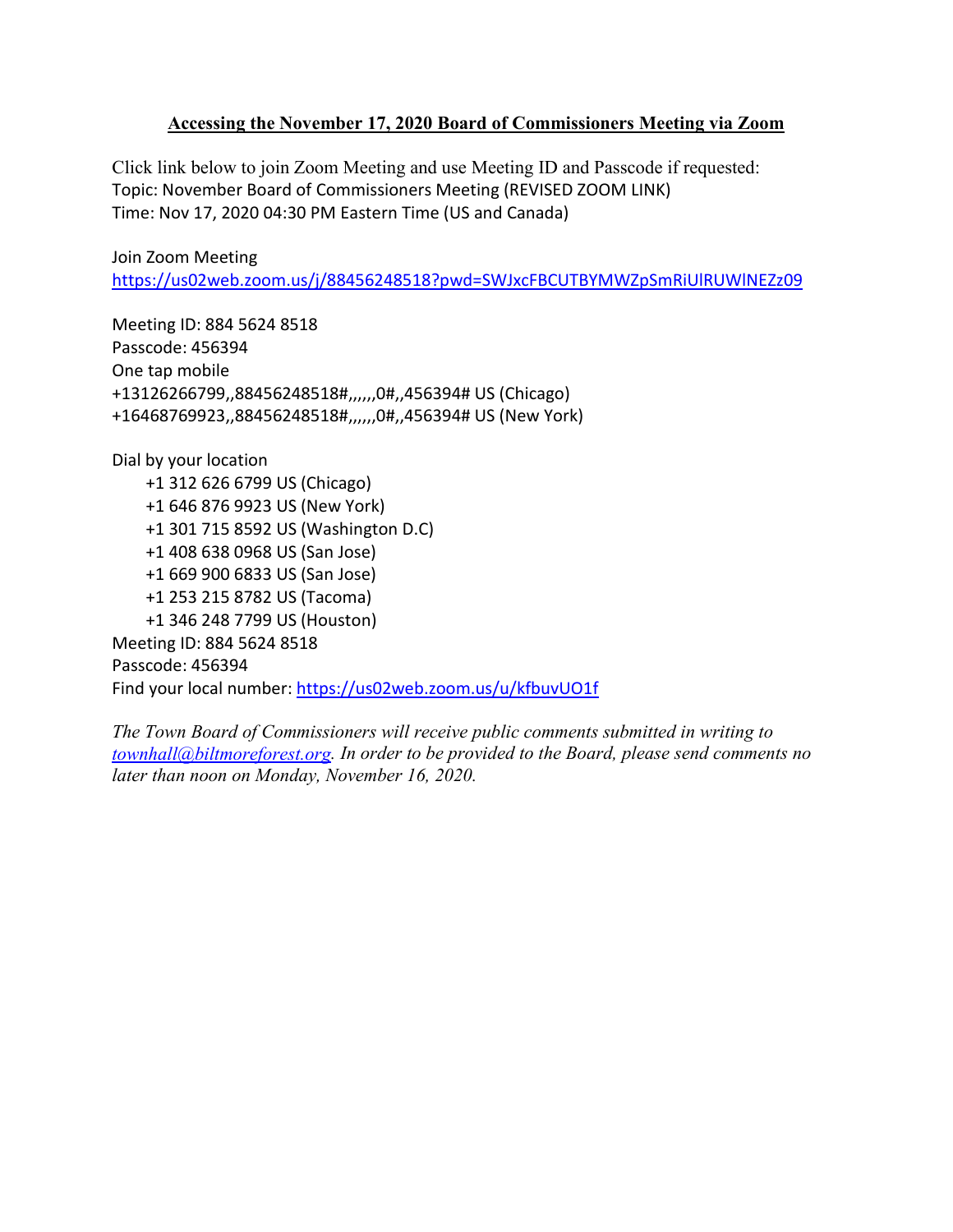**Accessing the November 17, 2020 Board of Commissioners Meeting via Zoom**

Click link below to join Zoom Meeting and use Meeting ID and Passcode if requested:
Topic: November Board of Commissioners Meeting (REVISED ZOOM LINK)
Time: Nov 17, 2020 04:30 PM Eastern Time (US and Canada)

Join Zoom Meeting
https://us02web.zoom.us/j/88456248518?pwd=SWJxcFBCUTBYMWZpSmRiUlRUWlNEZz09

Meeting ID: 884 5624 8518
Passcode: 456394
One tap mobile
+13126266799,,88456248518#,,,,,,0#,,456394# US (Chicago)
+16468769923,,88456248518#,,,,,,0#,,456394# US (New York)

Dial by your location
- +1 312 626 6799 US (Chicago)
- +1 646 876 9923 US (New York)
- +1 301 715 8592 US (Washington D.C)
- +1 408 638 0968 US (San Jose)
- +1 669 900 6833 US (San Jose)
- +1 253 215 8782 US (Tacoma)
- +1 346 248 7799 US (Houston)

Meeting ID: 884 5624 8518
Passcode: 456394
Find your local number: https://us02web.zoom.us/u/kfbuvUO1f

*The Town Board of Commissioners will receive public comments submitted in writing to townhall@biltmoreforest.org. In order to be provided to the Board, please send comments no later than noon on Monday, November 16, 2020.*